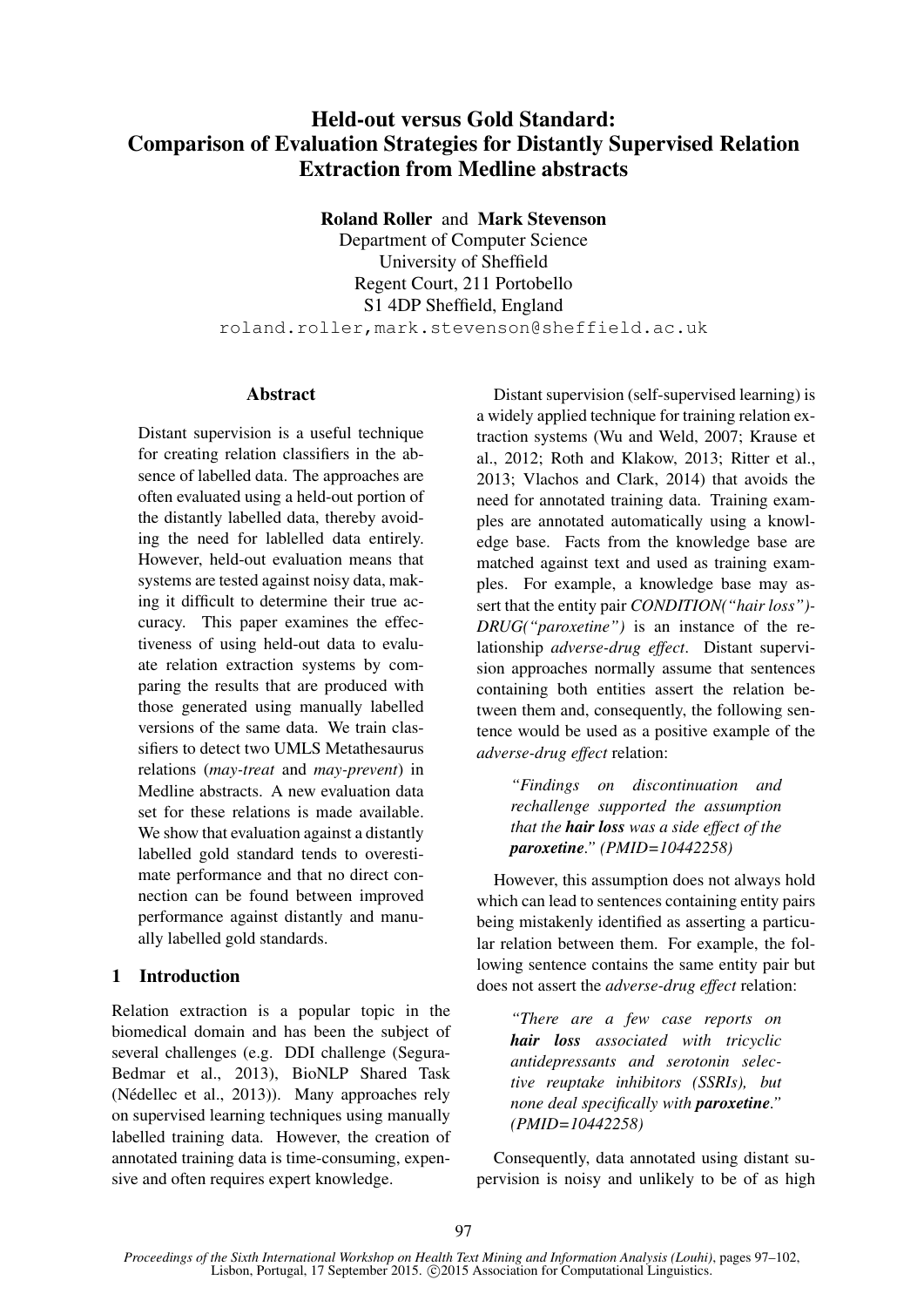# Held-out versus Gold Standard: Comparison of Evaluation Strategies for Distantly Supervised Relation Extraction from Medline abstracts

**Roland Roller** and **Mark Stevenson**
Department of Computer Science
University of Sheffield
Regent Court, 211 Portobello
S1 4DP Sheffield, England
roland.roller,mark.stevenson@sheffield.ac.uk

## Abstract

Distant supervision is a useful technique for creating relation classifiers in the absence of labelled data. The approaches are often evaluated using a held-out portion of the distantly labelled data, thereby avoiding the need for lablelled data entirely. However, held-out evaluation means that systems are tested against noisy data, making it difficult to determine their true accuracy. This paper examines the effectiveness of using held-out data to evaluate relation extraction systems by comparing the results that are produced with those generated using manually labelled versions of the same data. We train classifiers to detect two UMLS Metathesaurus relations (*may-treat* and *may-prevent*) in Medline abstracts. A new evaluation data set for these relations is made available. We show that evaluation against a distantly labelled gold standard tends to overestimate performance and that no direct connection can be found between improved performance against distantly and manually labelled gold standards.

## 1 Introduction

Relation extraction is a popular topic in the biomedical domain and has been the subject of several challenges (e.g. DDI challenge (Segura-Bedmar et al., 2013), BioNLP Shared Task (Nédellec et al., 2013)). Many approaches rely on supervised learning techniques using manually labelled training data. However, the creation of annotated training data is time-consuming, expensive and often requires expert knowledge.

Distant supervision (self-supervised learning) is a widely applied technique for training relation extraction systems (Wu and Weld, 2007; Krause et al., 2012; Roth and Klakow, 2013; Ritter et al., 2013; Vlachos and Clark, 2014) that avoids the need for annotated training data. Training examples are annotated automatically using a knowledge base. Facts from the knowledge base are matched against text and used as training examples. For example, a knowledge base may assert that the entity pair *CONDITION("hair loss")-DRUG("paroxetine")* is an instance of the relationship *adverse-drug effect*. Distant supervision approaches normally assume that sentences containing both entities assert the relation between them and, consequently, the following sentence would be used as a positive example of the *adverse-drug effect* relation:

> *"Findings on discontinuation and rechallenge supported the assumption that the **hair loss** was a side effect of the **paroxetine**." (PMID=10442258)*

However, this assumption does not always hold which can lead to sentences containing entity pairs being mistakenly identified as asserting a particular relation between them. For example, the following sentence contains the same entity pair but does not assert the *adverse-drug effect* relation:

> *"There are a few case reports on **hair loss** associated with tricyclic antidepressants and serotonin selective reuptake inhibitors (SSRIs), but none deal specifically with **paroxetine**." (PMID=10442258)*

Consequently, data annotated using distant supervision is noisy and unlikely to be of as high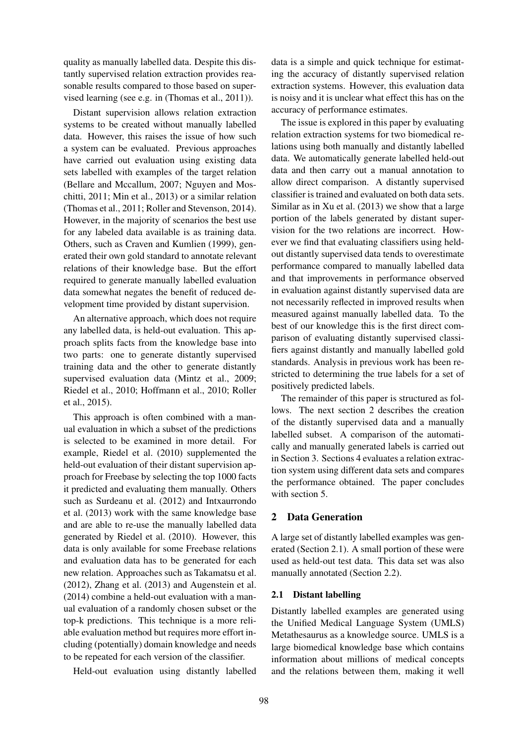quality as manually labelled data. Despite this distantly supervised relation extraction provides reasonable results compared to those based on supervised learning (see e.g. in (Thomas et al., 2011)).

Distant supervision allows relation extraction systems to be created without manually labelled data. However, this raises the issue of how such a system can be evaluated. Previous approaches have carried out evaluation using existing data sets labelled with examples of the target relation (Bellare and Mccallum, 2007; Nguyen and Moschitti, 2011; Min et al., 2013) or a similar relation (Thomas et al., 2011; Roller and Stevenson, 2014). However, in the majority of scenarios the best use for any labeled data available is as training data. Others, such as Craven and Kumlien (1999), generated their own gold standard to annotate relevant relations of their knowledge base. But the effort required to generate manually labelled evaluation data somewhat negates the benefit of reduced development time provided by distant supervision.

An alternative approach, which does not require any labelled data, is held-out evaluation. This approach splits facts from the knowledge base into two parts: one to generate distantly supervised training data and the other to generate distantly supervised evaluation data (Mintz et al., 2009; Riedel et al., 2010; Hoffmann et al., 2010; Roller et al., 2015).

This approach is often combined with a manual evaluation in which a subset of the predictions is selected to be examined in more detail. For example, Riedel et al. (2010) supplemented the held-out evaluation of their distant supervision approach for Freebase by selecting the top 1000 facts it predicted and evaluating them manually. Others such as Surdeanu et al. (2012) and Intxaurrondo et al. (2013) work with the same knowledge base and are able to re-use the manually labelled data generated by Riedel et al. (2010). However, this data is only available for some Freebase relations and evaluation data has to be generated for each new relation. Approaches such as Takamatsu et al. (2012), Zhang et al. (2013) and Augenstein et al. (2014) combine a held-out evaluation with a manual evaluation of a randomly chosen subset or the top-k predictions. This technique is a more reliable evaluation method but requires more effort including (potentially) domain knowledge and needs to be repeated for each version of the classifier.

Held-out evaluation using distantly labelled data is a simple and quick technique for estimating the accuracy of distantly supervised relation extraction systems. However, this evaluation data is noisy and it is unclear what effect this has on the accuracy of performance estimates.

The issue is explored in this paper by evaluating relation extraction systems for two biomedical relations using both manually and distantly labelled data. We automatically generate labelled held-out data and then carry out a manual annotation to allow direct comparison. A distantly supervised classifier is trained and evaluated on both data sets. Similar as in Xu et al. (2013) we show that a large portion of the labels generated by distant supervision for the two relations are incorrect. However we find that evaluating classifiers using held-out distantly supervised data tends to overestimate performance compared to manually labelled data and that improvements in performance observed in evaluation against distantly supervised data are not necessarily reflected in improved results when measured against manually labelled data. To the best of our knowledge this is the first direct comparison of evaluating distantly supervised classifiers against distantly and manually labelled gold standards. Analysis in previous work has been restricted to determining the true labels for a set of positively predicted labels.

The remainder of this paper is structured as follows. The next section 2 describes the creation of the distantly supervised data and a manually labelled subset. A comparison of the automatically and manually generated labels is carried out in Section 3. Sections 4 evaluates a relation extraction system using different data sets and compares the performance obtained. The paper concludes with section 5.

## 2 Data Generation

A large set of distantly labelled examples was generated (Section 2.1). A small portion of these were used as held-out test data. This data set was also manually annotated (Section 2.2).

### 2.1 Distant labelling

Distantly labelled examples are generated using the Unified Medical Language System (UMLS) Metathesaurus as a knowledge source. UMLS is a large biomedical knowledge base which contains information about millions of medical concepts and the relations between them, making it well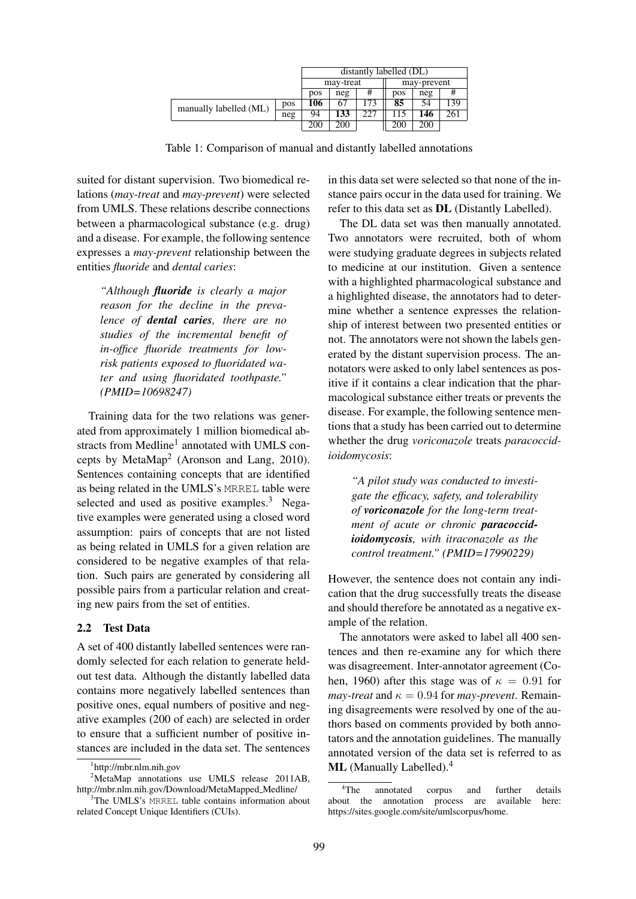| | | distantly labelled (DL) | | | | | |
|---|---|---|---|---|---|---|---|
| | | may-treat | | | may-prevent | | |
| | | pos | neg | # | pos | neg | # |
| manually labelled (ML) | pos | **106** | 67 | 173 | **85** | 54 | 139 |
| | neg | 94 | **133** | 227 | 115 | **146** | 261 |
| | | 200 | 200 | | 200 | 200 | |

Table 1: Comparison of manual and distantly labelled annotations

suited for distant supervision. Two biomedical relations (*may-treat* and *may-prevent*) were selected from UMLS. These relations describe connections between a pharmacological substance (e.g. drug) and a disease. For example, the following sentence expresses a *may-prevent* relationship between the entities *fluoride* and *dental caries*:

> *"Although **fluoride** is clearly a major reason for the decline in the prevalence of **dental caries**, there are no studies of the incremental benefit of in-office fluoride treatments for low-risk patients exposed to fluoridated water and using fluoridated toothpaste." (PMID=10698247)*

Training data for the two relations was generated from approximately 1 million biomedical abstracts from Medline[1] annotated with UMLS concepts by MetaMap[2] (Aronson and Lang, 2010). Sentences containing concepts that are identified as being related in the UMLS's MRREL table were selected and used as positive examples.[3] Negative examples were generated using a closed word assumption: pairs of concepts that are not listed as being related in UMLS for a given relation are considered to be negative examples of that relation. Such pairs are generated by considering all possible pairs from a particular relation and creating new pairs from the set of entities.

## 2.2 Test Data

A set of 400 distantly labelled sentences were randomly selected for each relation to generate held-out test data. Although the distantly labelled data contains more negatively labelled sentences than positive ones, equal numbers of positive and negative examples (200 of each) are selected in order to ensure that a sufficient number of positive instances are included in the data set. The sentences in this data set were selected so that none of the instance pairs occur in the data used for training. We refer to this data set as **DL** (Distantly Labelled).

The DL data set was then manually annotated. Two annotators were recruited, both of whom were studying graduate degrees in subjects related to medicine at our institution. Given a sentence with a highlighted pharmacological substance and a highlighted disease, the annotators had to determine whether a sentence expresses the relationship of interest between two presented entities or not. The annotators were not shown the labels generated by the distant supervision process. The annotators were asked to only label sentences as positive if it contains a clear indication that the pharmacological substance either treats or prevents the disease. For example, the following sentence mentions that a study has been carried out to determine whether the drug *voriconazole* treats *paracoccidioidomycosis*:

> *"A pilot study was conducted to investigate the efficacy, safety, and tolerability of **voriconazole** for the long-term treatment of acute or chronic **paracoccidioidomycosis**, with itraconazole as the control treatment." (PMID=17990229)*

However, the sentence does not contain any indication that the drug successfully treats the disease and should therefore be annotated as a negative example of the relation.

The annotators were asked to label all 400 sentences and then re-examine any for which there was disagreement. Inter-annotator agreement (Cohen, 1960) after this stage was of $\kappa = 0.91$ for *may-treat* and $\kappa = 0.94$ for *may-prevent*. Remaining disagreements were resolved by one of the authors based on comments provided by both annotators and the annotation guidelines. The manually annotated version of the data set is referred to as **ML** (Manually Labelled).[4]

[1] http://mbr.nlm.nih.gov

[2] MetaMap annotations use UMLS release 2011AB, http://mbr.nlm.nih.gov/Download/MetaMapped_Medline/

[3] The UMLS's MRREL table contains information about related Concept Unique Identifiers (CUIs).

[4] The annotated corpus and further details about the annotation process are available here: https://sites.google.com/site/umlscorpus/home.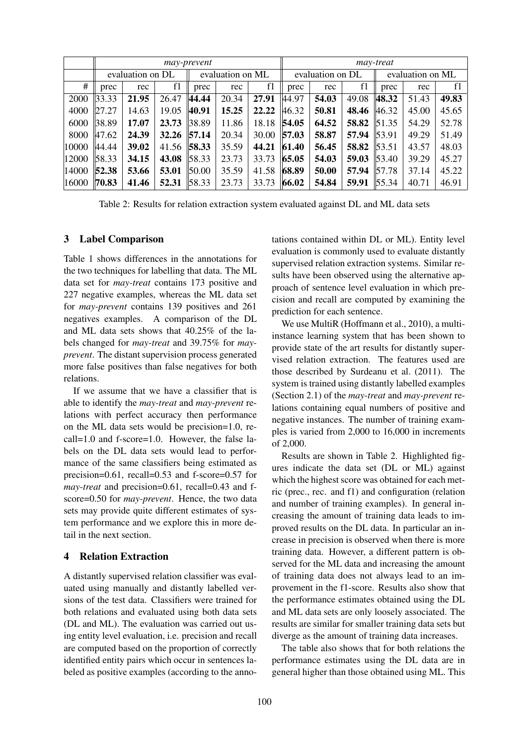|  | *may-prevent* | | | | | | *may-treat* | | | | | |
|---|---|---|---|---|---|---|---|---|---|---|---|---|
|  | evaluation on DL | | | evaluation on ML | | | evaluation on DL | | | evaluation on ML | | |
| # | prec | rec | f1 | prec | rec | f1 | prec | rec | f1 | prec | rec | f1 |
| 2000 | 33.33 | **21.95** | 26.47 | **44.44** | 20.34 | **27.91** | 44.97 | **54.03** | 49.08 | **48.32** | 51.43 | **49.83** |
| 4000 | 27.27 | 14.63 | 19.05 | **40.91** | **15.25** | **22.22** | 46.32 | 50.81 | **48.46** | 46.32 | 45.00 | 45.65 |
| 6000 | 38.89 | **17.07** | **23.73** | 38.89 | 11.86 | 18.18 | **54.05** | **64.52** | **58.82** | 51.35 | 54.29 | 52.78 |
| 8000 | 47.62 | **24.39** | **32.26** | **57.14** | 20.34 | 30.00 | **57.03** | **58.87** | **57.94** | 53.91 | 49.29 | 51.49 |
| 10000 | 44.44 | **39.02** | 41.56 | **58.33** | 35.59 | **44.21** | **61.40** | **56.45** | **58.82** | 53.51 | 43.57 | 48.03 |
| 12000 | 58.33 | **34.15** | **43.08** | 58.33 | 23.73 | 33.73 | **65.05** | **54.03** | **59.03** | 53.40 | 39.29 | 45.27 |
| 14000 | **52.38** | **53.66** | **53.01** | 50.00 | 35.59 | 41.58 | **68.89** | **50.00** | **57.94** | 57.78 | 37.14 | 45.22 |
| 16000 | **70.83** | **41.46** | **52.31** | 58.33 | 23.73 | 33.73 | **66.02** | **54.84** | **59.91** | 55.34 | 40.71 | 46.91 |

Table 2: Results for relation extraction system evaluated against DL and ML data sets

## 3 Label Comparison

Table 1 shows differences in the annotations for the two techniques for labelling that data. The ML data set for *may-treat* contains 173 positive and 227 negative examples, whereas the ML data set for *may-prevent* contains 139 positives and 261 negatives examples. A comparison of the DL and ML data sets shows that 40.25% of the labels changed for *may-treat* and 39.75% for *may-prevent*. The distant supervision process generated more false positives than false negatives for both relations.

If we assume that we have a classifier that is able to identify the *may-treat* and *may-prevent* relations with perfect accuracy then performance on the ML data sets would be precision=1.0, recall=1.0 and f-score=1.0. However, the false labels on the DL data sets would lead to performance of the same classifiers being estimated as precision=0.61, recall=0.53 and f-score=0.57 for *may-treat* and precision=0.61, recall=0.43 and f-score=0.50 for *may-prevent*. Hence, the two data sets may provide quite different estimates of system performance and we explore this in more detail in the next section.

## 4 Relation Extraction

A distantly supervised relation classifier was evaluated using manually and distantly labelled versions of the test data. Classifiers were trained for both relations and evaluated using both data sets (DL and ML). The evaluation was carried out using entity level evaluation, i.e. precision and recall are computed based on the proportion of correctly identified entity pairs which occur in sentences labeled as positive examples (according to the annotations contained within DL or ML). Entity level evaluation is commonly used to evaluate distantly supervised relation extraction systems. Similar results have been observed using the alternative approach of sentence level evaluation in which precision and recall are computed by examining the prediction for each sentence.

We use MultiR (Hoffmann et al., 2010), a multi-instance learning system that has been shown to provide state of the art results for distantly supervised relation extraction. The features used are those described by Surdeanu et al. (2011). The system is trained using distantly labelled examples (Section 2.1) of the *may-treat* and *may-prevent* relations containing equal numbers of positive and negative instances. The number of training examples is varied from 2,000 to 16,000 in increments of 2,000.

Results are shown in Table 2. Highlighted figures indicate the data set (DL or ML) against which the highest score was obtained for each metric (prec., rec. and f1) and configuration (relation and number of training examples). In general increasing the amount of training data leads to improved results on the DL data. In particular an increase in precision is observed when there is more training data. However, a different pattern is observed for the ML data and increasing the amount of training data does not always lead to an improvement in the f1-score. Results also show that the performance estimates obtained using the DL and ML data sets are only loosely associated. The results are similar for smaller training data sets but diverge as the amount of training data increases.

The table also shows that for both relations the performance estimates using the DL data are in general higher than those obtained using ML. This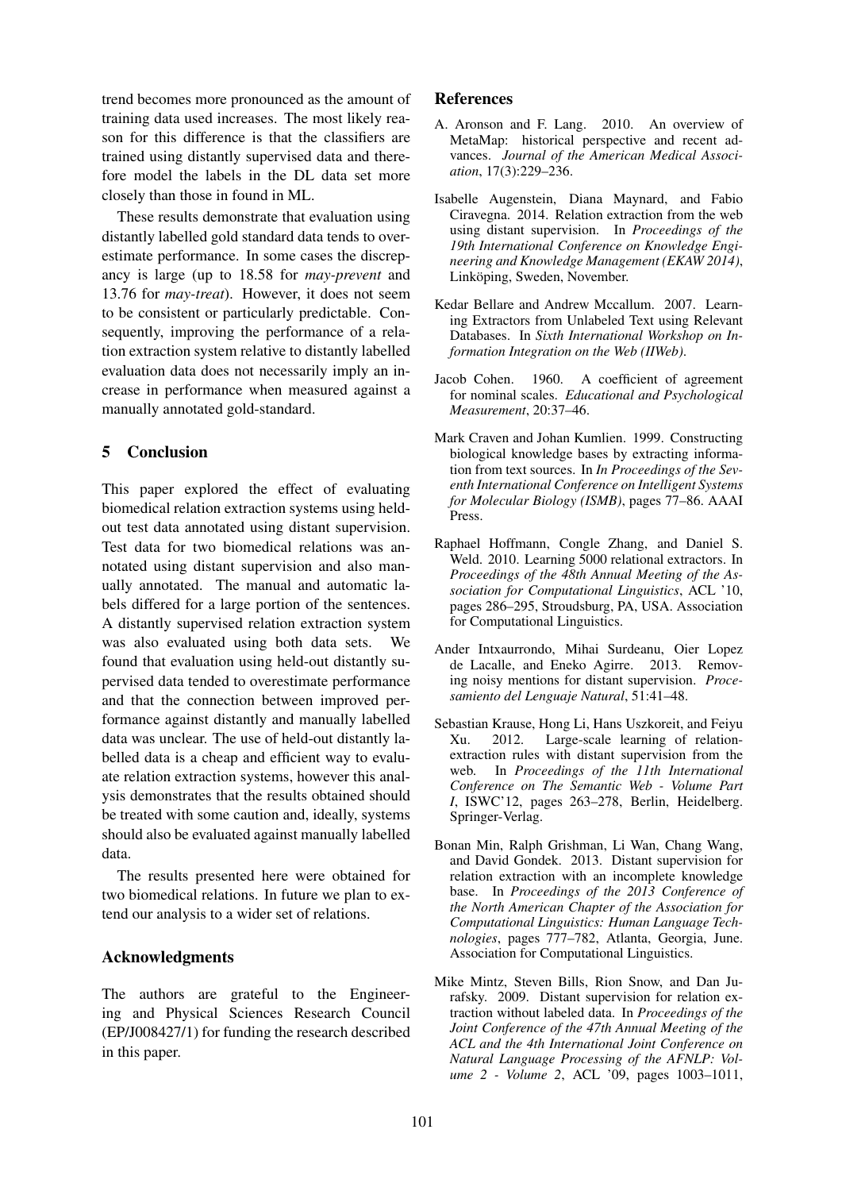trend becomes more pronounced as the amount of training data used increases. The most likely reason for this difference is that the classifiers are trained using distantly supervised data and therefore model the labels in the DL data set more closely than those in found in ML.

These results demonstrate that evaluation using distantly labelled gold standard data tends to overestimate performance. In some cases the discrepancy is large (up to 18.58 for *may-prevent* and 13.76 for *may-treat*). However, it does not seem to be consistent or particularly predictable. Consequently, improving the performance of a relation extraction system relative to distantly labelled evaluation data does not necessarily imply an increase in performance when measured against a manually annotated gold-standard.

## 5 Conclusion

This paper explored the effect of evaluating biomedical relation extraction systems using held-out test data annotated using distant supervision. Test data for two biomedical relations was annotated using distant supervision and also manually annotated. The manual and automatic labels differed for a large portion of the sentences. A distantly supervised relation extraction system was also evaluated using both data sets. We found that evaluation using held-out distantly supervised data tended to overestimate performance and that the connection between improved performance against distantly and manually labelled data was unclear. The use of held-out distantly labelled data is a cheap and efficient way to evaluate relation extraction systems, however this analysis demonstrates that the results obtained should be treated with some caution and, ideally, systems should also be evaluated against manually labelled data.

The results presented here were obtained for two biomedical relations. In future we plan to extend our analysis to a wider set of relations.

## Acknowledgments

The authors are grateful to the Engineering and Physical Sciences Research Council (EP/J008427/1) for funding the research described in this paper.

## References

A. Aronson and F. Lang. 2010. An overview of MetaMap: historical perspective and recent advances. *Journal of the American Medical Association*, 17(3):229–236.

Isabelle Augenstein, Diana Maynard, and Fabio Ciravegna. 2014. Relation extraction from the web using distant supervision. In *Proceedings of the 19th International Conference on Knowledge Engineering and Knowledge Management (EKAW 2014)*, Linköping, Sweden, November.

Kedar Bellare and Andrew Mccallum. 2007. Learning Extractors from Unlabeled Text using Relevant Databases. In *Sixth International Workshop on Information Integration on the Web (IIWeb)*.

Jacob Cohen. 1960. A coefficient of agreement for nominal scales. *Educational and Psychological Measurement*, 20:37–46.

Mark Craven and Johan Kumlien. 1999. Constructing biological knowledge bases by extracting information from text sources. In *In Proceedings of the Seventh International Conference on Intelligent Systems for Molecular Biology (ISMB)*, pages 77–86. AAAI Press.

Raphael Hoffmann, Congle Zhang, and Daniel S. Weld. 2010. Learning 5000 relational extractors. In *Proceedings of the 48th Annual Meeting of the Association for Computational Linguistics*, ACL '10, pages 286–295, Stroudsburg, PA, USA. Association for Computational Linguistics.

Ander Intxaurrondo, Mihai Surdeanu, Oier Lopez de Lacalle, and Eneko Agirre. 2013. Removing noisy mentions for distant supervision. *Procesamiento del Lenguaje Natural*, 51:41–48.

Sebastian Krause, Hong Li, Hans Uszkoreit, and Feiyu Xu. 2012. Large-scale learning of relation-extraction rules with distant supervision from the web. In *Proceedings of the 11th International Conference on The Semantic Web - Volume Part I*, ISWC'12, pages 263–278, Berlin, Heidelberg. Springer-Verlag.

Bonan Min, Ralph Grishman, Li Wan, Chang Wang, and David Gondek. 2013. Distant supervision for relation extraction with an incomplete knowledge base. In *Proceedings of the 2013 Conference of the North American Chapter of the Association for Computational Linguistics: Human Language Technologies*, pages 777–782, Atlanta, Georgia, June. Association for Computational Linguistics.

Mike Mintz, Steven Bills, Rion Snow, and Dan Jurafsky. 2009. Distant supervision for relation extraction without labeled data. In *Proceedings of the Joint Conference of the 47th Annual Meeting of the ACL and the 4th International Joint Conference on Natural Language Processing of the AFNLP: Volume 2 - Volume 2*, ACL '09, pages 1003–1011,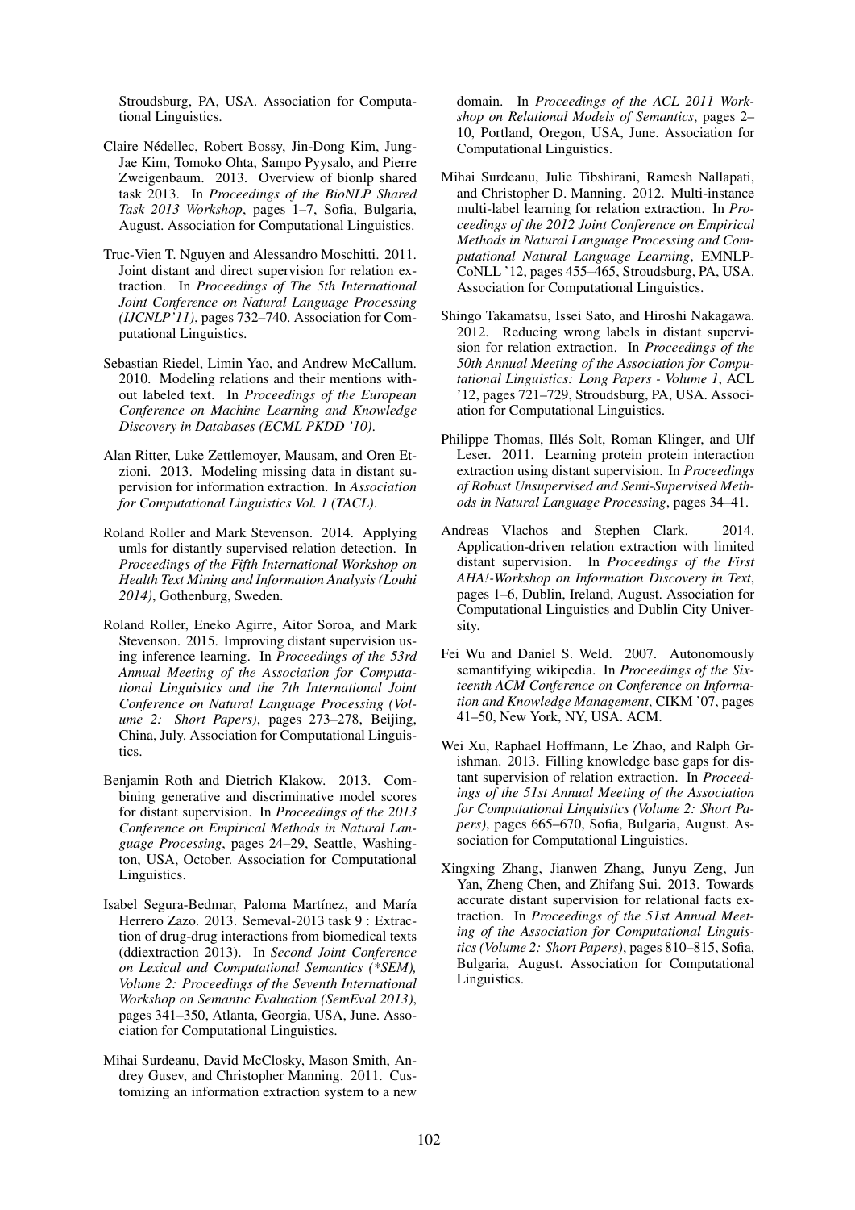Stroudsburg, PA, USA. Association for Computational Linguistics.

Claire Nédellec, Robert Bossy, Jin-Dong Kim, Jung-Jae Kim, Tomoko Ohta, Sampo Pyysalo, and Pierre Zweigenbaum. 2013. Overview of bionlp shared task 2013. In *Proceedings of the BioNLP Shared Task 2013 Workshop*, pages 1–7, Sofia, Bulgaria, August. Association for Computational Linguistics.

Truc-Vien T. Nguyen and Alessandro Moschitti. 2011. Joint distant and direct supervision for relation extraction. In *Proceedings of The 5th International Joint Conference on Natural Language Processing (IJCNLP'11)*, pages 732–740. Association for Computational Linguistics.

Sebastian Riedel, Limin Yao, and Andrew McCallum. 2010. Modeling relations and their mentions without labeled text. In *Proceedings of the European Conference on Machine Learning and Knowledge Discovery in Databases (ECML PKDD '10)*.

Alan Ritter, Luke Zettlemoyer, Mausam, and Oren Etzioni. 2013. Modeling missing data in distant supervision for information extraction. In *Association for Computational Linguistics Vol. 1 (TACL)*.

Roland Roller and Mark Stevenson. 2014. Applying umls for distantly supervised relation detection. In *Proceedings of the Fifth International Workshop on Health Text Mining and Information Analysis (Louhi 2014)*, Gothenburg, Sweden.

Roland Roller, Eneko Agirre, Aitor Soroa, and Mark Stevenson. 2015. Improving distant supervision using inference learning. In *Proceedings of the 53rd Annual Meeting of the Association for Computational Linguistics and the 7th International Joint Conference on Natural Language Processing (Volume 2: Short Papers)*, pages 273–278, Beijing, China, July. Association for Computational Linguistics.

Benjamin Roth and Dietrich Klakow. 2013. Combining generative and discriminative model scores for distant supervision. In *Proceedings of the 2013 Conference on Empirical Methods in Natural Language Processing*, pages 24–29, Seattle, Washington, USA, October. Association for Computational Linguistics.

Isabel Segura-Bedmar, Paloma Martínez, and María Herrero Zazo. 2013. Semeval-2013 task 9 : Extraction of drug-drug interactions from biomedical texts (ddiextraction 2013). In *Second Joint Conference on Lexical and Computational Semantics (*SEM), Volume 2: Proceedings of the Seventh International Workshop on Semantic Evaluation (SemEval 2013)*, pages 341–350, Atlanta, Georgia, USA, June. Association for Computational Linguistics.

Mihai Surdeanu, David McClosky, Mason Smith, Andrey Gusev, and Christopher Manning. 2011. Customizing an information extraction system to a new domain. In *Proceedings of the ACL 2011 Workshop on Relational Models of Semantics*, pages 2–10, Portland, Oregon, USA, June. Association for Computational Linguistics.

Mihai Surdeanu, Julie Tibshirani, Ramesh Nallapati, and Christopher D. Manning. 2012. Multi-instance multi-label learning for relation extraction. In *Proceedings of the 2012 Joint Conference on Empirical Methods in Natural Language Processing and Computational Natural Language Learning*, EMNLP-CoNLL '12, pages 455–465, Stroudsburg, PA, USA. Association for Computational Linguistics.

Shingo Takamatsu, Issei Sato, and Hiroshi Nakagawa. 2012. Reducing wrong labels in distant supervision for relation extraction. In *Proceedings of the 50th Annual Meeting of the Association for Computational Linguistics: Long Papers - Volume 1*, ACL '12, pages 721–729, Stroudsburg, PA, USA. Association for Computational Linguistics.

Philippe Thomas, Illés Solt, Roman Klinger, and Ulf Leser. 2011. Learning protein protein interaction extraction using distant supervision. In *Proceedings of Robust Unsupervised and Semi-Supervised Methods in Natural Language Processing*, pages 34–41.

Andreas Vlachos and Stephen Clark. 2014. Application-driven relation extraction with limited distant supervision. In *Proceedings of the First AHA!-Workshop on Information Discovery in Text*, pages 1–6, Dublin, Ireland, August. Association for Computational Linguistics and Dublin City University.

Fei Wu and Daniel S. Weld. 2007. Autonomously semantifying wikipedia. In *Proceedings of the Sixteenth ACM Conference on Conference on Information and Knowledge Management*, CIKM '07, pages 41–50, New York, NY, USA. ACM.

Wei Xu, Raphael Hoffmann, Le Zhao, and Ralph Grishman. 2013. Filling knowledge base gaps for distant supervision of relation extraction. In *Proceedings of the 51st Annual Meeting of the Association for Computational Linguistics (Volume 2: Short Papers)*, pages 665–670, Sofia, Bulgaria, August. Association for Computational Linguistics.

Xingxing Zhang, Jianwen Zhang, Junyu Zeng, Jun Yan, Zheng Chen, and Zhifang Sui. 2013. Towards accurate distant supervision for relational facts extraction. In *Proceedings of the 51st Annual Meeting of the Association for Computational Linguistics (Volume 2: Short Papers)*, pages 810–815, Sofia, Bulgaria, August. Association for Computational Linguistics.